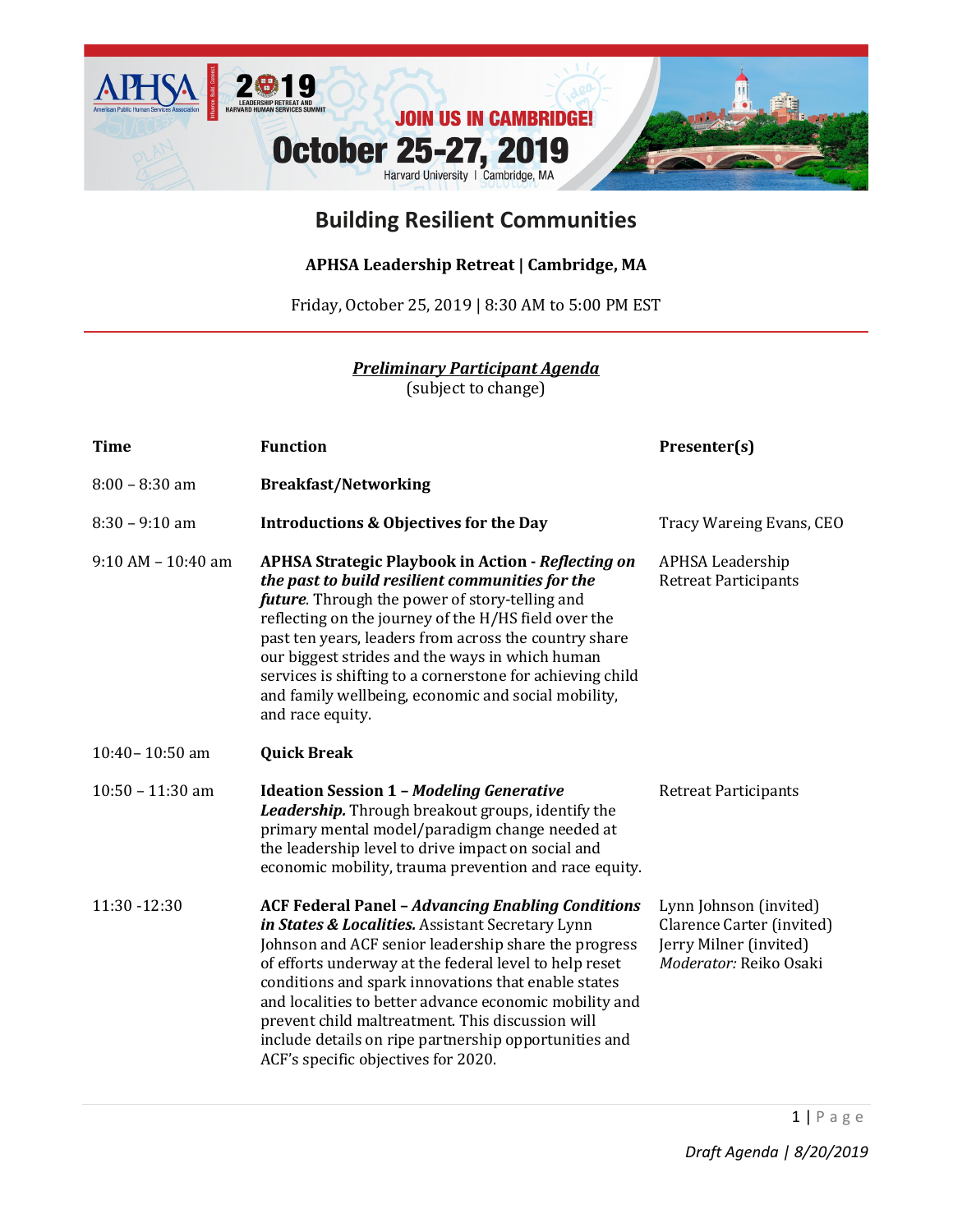# Building Resilient Communities

**APHSA Leadership Retreat | Cambridge, MA**

Friday, October 25, 2019 | 8:30 AM to 5:00 PM EST

***Preliminary Participant Agenda***
(subject to change)

| Time | Function | Presenter(s) |
|---|---|---|
| 8:00 – 8:30 am | **Breakfast/Networking** | |
| 8:30 – 9:10 am | **Introductions & Objectives for the Day** | Tracy Wareing Evans, CEO |
| 9:10 AM – 10:40 am | **APHSA Strategic Playbook in Action - *Reflecting on the past to build resilient communities for the future*.** Through the power of story-telling and reflecting on the journey of the H/HS field over the past ten years, leaders from across the country share our biggest strides and the ways in which human services is shifting to a cornerstone for achieving child and family wellbeing, economic and social mobility, and race equity. | APHSA Leadership Retreat Participants |
| 10:40– 10:50 am | **Quick Break** | |
| 10:50 – 11:30 am | **Ideation Session 1 – *Modeling Generative Leadership.*** Through breakout groups, identify the primary mental model/paradigm change needed at the leadership level to drive impact on social and economic mobility, trauma prevention and race equity. | Retreat Participants |
| 11:30 -12:30 | **ACF Federal Panel – *Advancing Enabling Conditions in States & Localities.*** Assistant Secretary Lynn Johnson and ACF senior leadership share the progress of efforts underway at the federal level to help reset conditions and spark innovations that enable states and localities to better advance economic mobility and prevent child maltreatment. This discussion will include details on ripe partnership opportunities and ACF's specific objectives for 2020. | Lynn Johnson (invited)<br>Clarence Carter (invited)<br>Jerry Milner (invited)<br>*Moderator:* Reiko Osaki |

*Draft Agenda | 8/20/2019*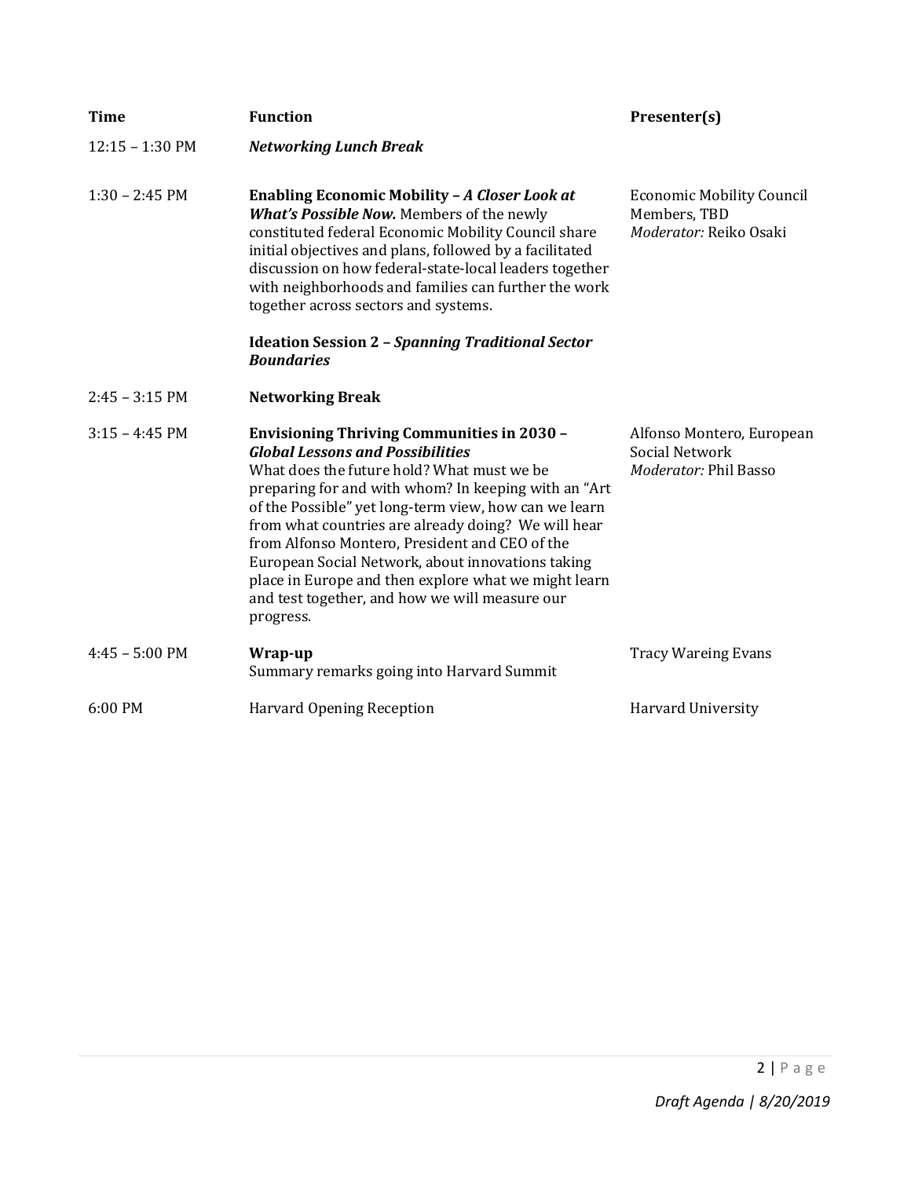| Time | Function | Presenter(s) |
| --- | --- | --- |
| 12:15 – 1:30 PM | ***Networking Lunch Break*** | |
| 1:30 – 2:45 PM | **Enabling Economic Mobility – *A Closer Look at What's Possible Now.*** Members of the newly constituted federal Economic Mobility Council share initial objectives and plans, followed by a facilitated discussion on how federal-state-local leaders together with neighborhoods and families can further the work together across sectors and systems.<br><br>**Ideation Session 2 – *Spanning Traditional Sector Boundaries*** | Economic Mobility Council Members, TBD<br>*Moderator:* Reiko Osaki |
| 2:45 – 3:15 PM | **Networking Break** | |
| 3:15 – 4:45 PM | **Envisioning Thriving Communities in 2030 – *Global Lessons and Possibilities***<br>What does the future hold? What must we be preparing for and with whom? In keeping with an "Art of the Possible" yet long-term view, how can we learn from what countries are already doing? We will hear from Alfonso Montero, President and CEO of the European Social Network, about innovations taking place in Europe and then explore what we might learn and test together, and how we will measure our progress. | Alfonso Montero, European Social Network<br>*Moderator:* Phil Basso |
| 4:45 – 5:00 PM | **Wrap-up**<br>Summary remarks going into Harvard Summit | Tracy Wareing Evans |
| 6:00 PM | Harvard Opening Reception | Harvard University |

*Draft Agenda | 8/20/2019*